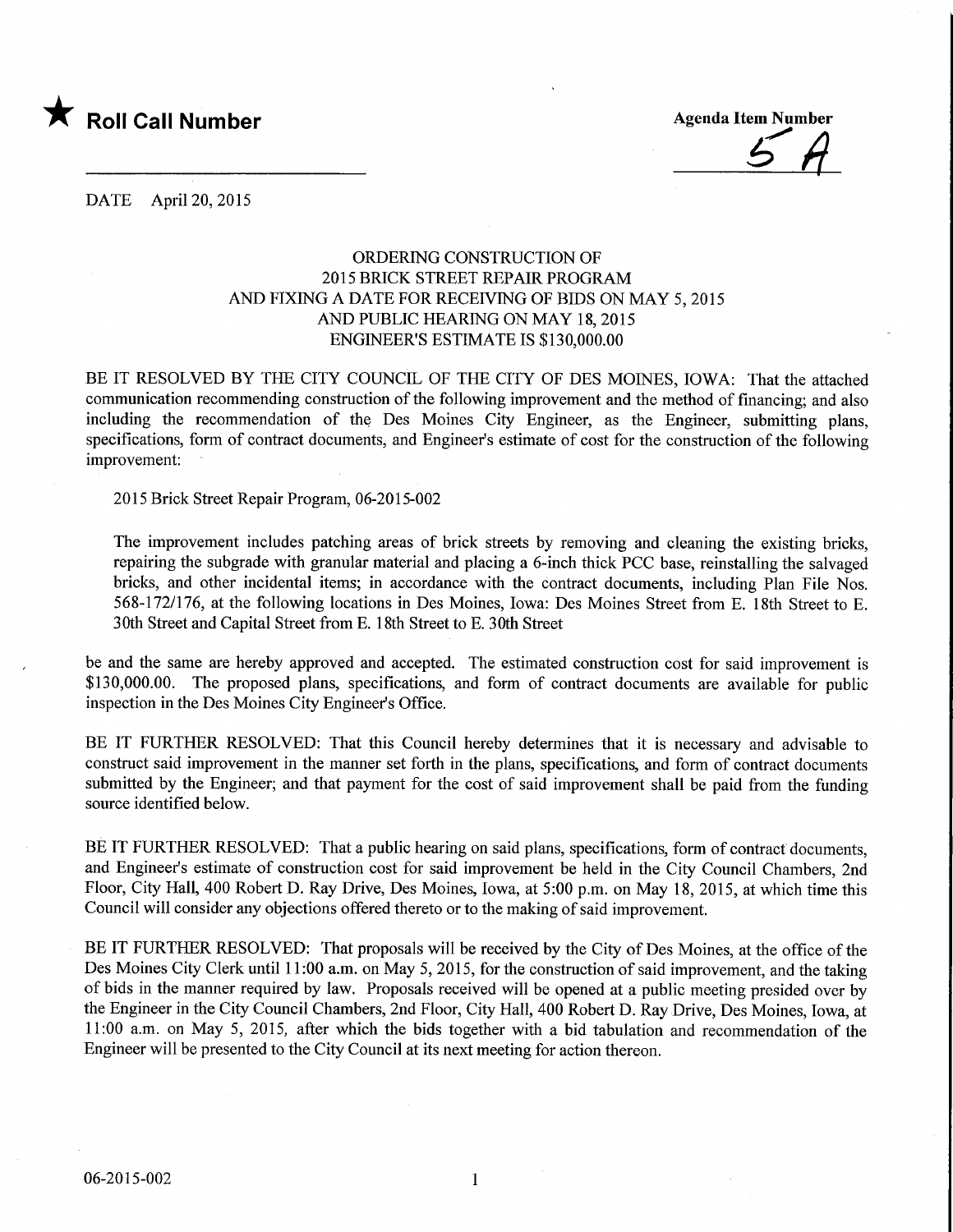★ **Roll Call Number**

Agenda Item Number

5A

DATE April 20, 2015

ORDERING CONSTRUCTION OF
2015 BRICK STREET REPAIR PROGRAM
AND FIXING A DATE FOR RECEIVING OF BIDS ON MAY 5, 2015
AND PUBLIC HEARING ON MAY 18, 2015
ENGINEER'S ESTIMATE IS $130,000.00

BE IT RESOLVED BY THE CITY COUNCIL OF THE CITY OF DES MOINES, IOWA: That the attached communication recommending construction of the following improvement and the method of financing; and also including the recommendation of the Des Moines City Engineer, as the Engineer, submitting plans, specifications, form of contract documents, and Engineer's estimate of cost for the construction of the following improvement:

2015 Brick Street Repair Program, 06-2015-002

The improvement includes patching areas of brick streets by removing and cleaning the existing bricks, repairing the subgrade with granular material and placing a 6-inch thick PCC base, reinstalling the salvaged bricks, and other incidental items; in accordance with the contract documents, including Plan File Nos. 568-172/176, at the following locations in Des Moines, Iowa: Des Moines Street from E. 18th Street to E. 30th Street and Capital Street from E. 18th Street to E. 30th Street

be and the same are hereby approved and accepted. The estimated construction cost for said improvement is $130,000.00. The proposed plans, specifications, and form of contract documents are available for public inspection in the Des Moines City Engineer's Office.

BE IT FURTHER RESOLVED: That this Council hereby determines that it is necessary and advisable to construct said improvement in the manner set forth in the plans, specifications, and form of contract documents submitted by the Engineer; and that payment for the cost of said improvement shall be paid from the funding source identified below.

BE IT FURTHER RESOLVED: That a public hearing on said plans, specifications, form of contract documents, and Engineer's estimate of construction cost for said improvement be held in the City Council Chambers, 2nd Floor, City Hall, 400 Robert D. Ray Drive, Des Moines, Iowa, at 5:00 p.m. on May 18, 2015, at which time this Council will consider any objections offered thereto or to the making of said improvement.

BE IT FURTHER RESOLVED: That proposals will be received by the City of Des Moines, at the office of the Des Moines City Clerk until 11:00 a.m. on May 5, 2015, for the construction of said improvement, and the taking of bids in the manner required by law. Proposals received will be opened at a public meeting presided over by the Engineer in the City Council Chambers, 2nd Floor, City Hall, 400 Robert D. Ray Drive, Des Moines, Iowa, at 11:00 a.m. on May 5, 2015, after which the bids together with a bid tabulation and recommendation of the Engineer will be presented to the City Council at its next meeting for action thereon.

06-2015-002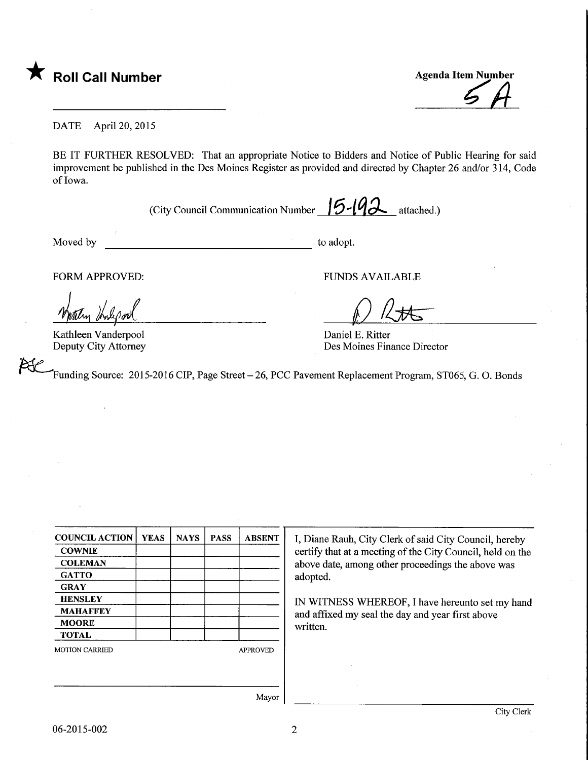★ **Roll Call Number**

Agenda Item Number
5A

DATE April 20, 2015

BE IT FURTHER RESOLVED: That an appropriate Notice to Bidders and Notice of Public Hearing for said improvement be published in the Des Moines Register as provided and directed by Chapter 26 and/or 314, Code of Iowa.

(City Council Communication Number 15-192 attached.)

Moved by ______________________ to adopt.

FORM APPROVED:

Kathleen Vanderpool
Deputy City Attorney

FUNDS AVAILABLE

Daniel E. Ritter
Des Moines Finance Director

Funding Source: 2015-2016 CIP, Page Street – 26, PCC Pavement Replacement Program, ST065, G. O. Bonds

| COUNCIL ACTION | YEAS | NAYS | PASS | ABSENT |
|---|---|---|---|---|
| COWNIE | | | | |
| COLEMAN | | | | |
| GATTO | | | | |
| GRAY | | | | |
| HENSLEY | | | | |
| MAHAFFEY | | | | |
| MOORE | | | | |
| TOTAL | | | | |

MOTION CARRIED APPROVED

Mayor

I, Diane Rauh, City Clerk of said City Council, hereby certify that at a meeting of the City Council, held on the above date, among other proceedings the above was adopted.

IN WITNESS WHEREOF, I have hereunto set my hand and affixed my seal the day and year first above written.

City Clerk

06-2015-002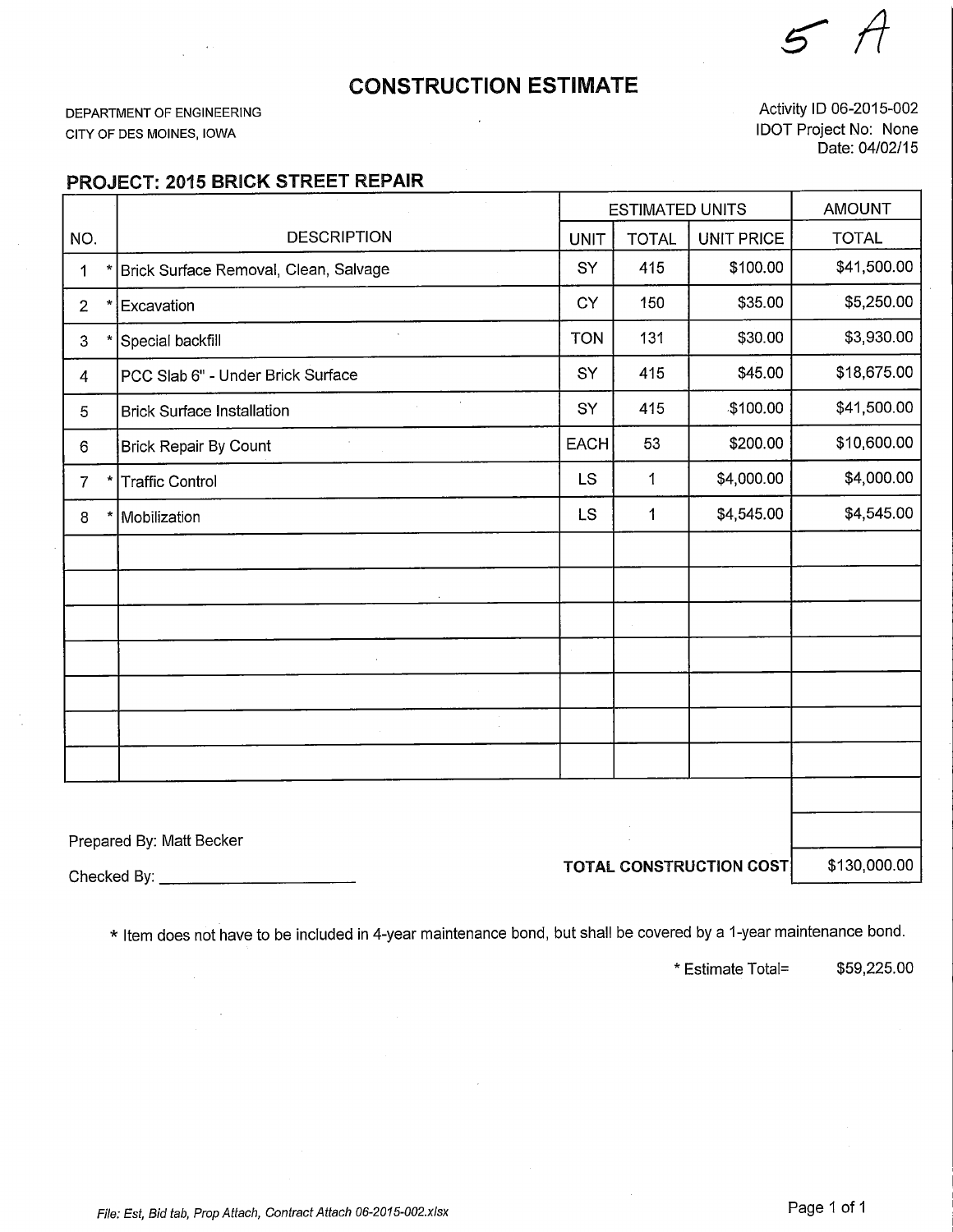5 A

# CONSTRUCTION ESTIMATE

DEPARTMENT OF ENGINEERING
CITY OF DES MOINES, IOWA

Activity ID 06-2015-002
IDOT Project No: None
Date: 04/02/15

## PROJECT: 2015 BRICK STREET REPAIR

| | | | ESTIMATED UNITS | | AMOUNT |
|---|---|---|---|---|---|
| NO. | DESCRIPTION | UNIT | TOTAL | UNIT PRICE | TOTAL |
| 1 * | Brick Surface Removal, Clean, Salvage | SY | 415 | $100.00 | $41,500.00 |
| 2 * | Excavation | CY | 150 | $35.00 | $5,250.00 |
| 3 * | Special backfill | TON | 131 | $30.00 | $3,930.00 |
| 4 | PCC Slab 6" - Under Brick Surface | SY | 415 | $45.00 | $18,675.00 |
| 5 | Brick Surface Installation | SY | 415 | $100.00 | $41,500.00 |
| 6 | Brick Repair By Count | EACH | 53 | $200.00 | $10,600.00 |
| 7 * | Traffic Control | LS | 1 | $4,000.00 | $4,000.00 |
| 8 * | Mobilization | LS | 1 | $4,545.00 | $4,545.00 |
| | | | | | |
| | | | | | |
| | | | | | |
| | | | | | |
| | | | | | |
| | | | | | |
| | | | | | |
| | | | | **TOTAL CONSTRUCTION COST** | $130,000.00 |

Prepared By: Matt Becker

Checked By: ______________________

* Item does not have to be included in 4-year maintenance bond, but shall be covered by a 1-year maintenance bond.

* Estimate Total= $59,225.00

*File: Est, Bid tab, Prop Attach, Contract Attach 06-2015-002.xlsx*